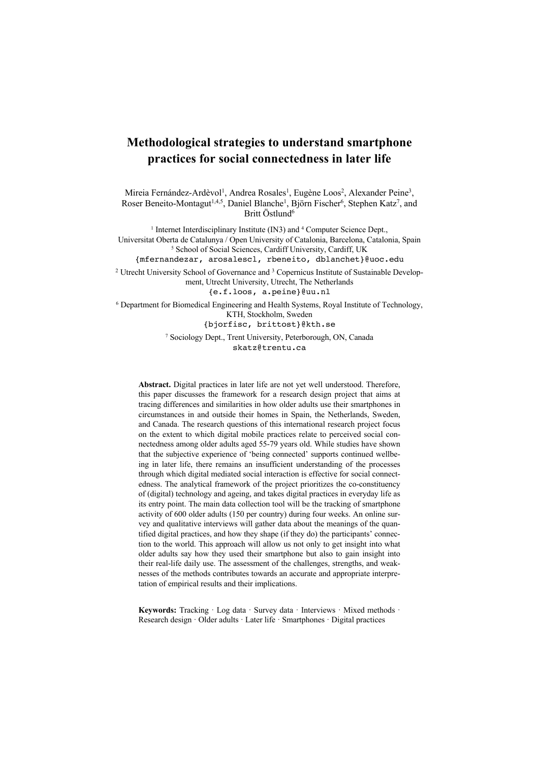# Methodological strategies to understand smartphone practices for social connectedness in later life

Mireia Fernández-Ardèvol[1], Andrea Rosales[1], Eugène Loos[2], Alexander Peine[3], Roser Beneito-Montagut[1,4,5], Daniel Blanche[1], Björn Fischer[6], Stephen Katz[7], and Britt Östlund[6]

[1] Internet Interdisciplinary Institute (IN3) and [4] Computer Science Dept., Universitat Oberta de Catalunya / Open University of Catalonia, Barcelona, Catalonia, Spain
[5] School of Social Sciences, Cardiff University, Cardiff, UK
{mfernandezar, arosalescl, rbeneito, dblanchet}@uoc.edu

[2] Utrecht University School of Governance and [3] Copernicus Institute of Sustainable Development, Utrecht University, Utrecht, The Netherlands
{e.f.loos, a.peine}@uu.nl

[6] Department for Biomedical Engineering and Health Systems, Royal Institute of Technology, KTH, Stockholm, Sweden
{bjorfisc, brittost}@kth.se

[7] Sociology Dept., Trent University, Peterborough, ON, Canada
skatz@trentu.ca

**Abstract.** Digital practices in later life are not yet well understood. Therefore, this paper discusses the framework for a research design project that aims at tracing differences and similarities in how older adults use their smartphones in circumstances in and outside their homes in Spain, the Netherlands, Sweden, and Canada. The research questions of this international research project focus on the extent to which digital mobile practices relate to perceived social connectedness among older adults aged 55-79 years old. While studies have shown that the subjective experience of 'being connected' supports continued wellbeing in later life, there remains an insufficient understanding of the processes through which digital mediated social interaction is effective for social connectedness. The analytical framework of the project prioritizes the co-constituency of (digital) technology and ageing, and takes digital practices in everyday life as its entry point. The main data collection tool will be the tracking of smartphone activity of 600 older adults (150 per country) during four weeks. An online survey and qualitative interviews will gather data about the meanings of the quantified digital practices, and how they shape (if they do) the participants' connection to the world. This approach will allow us not only to get insight into what older adults say how they used their smartphone but also to gain insight into their real-life daily use. The assessment of the challenges, strengths, and weaknesses of the methods contributes towards an accurate and appropriate interpretation of empirical results and their implications.

**Keywords:** Tracking · Log data · Survey data · Interviews · Mixed methods · Research design · Older adults · Later life · Smartphones · Digital practices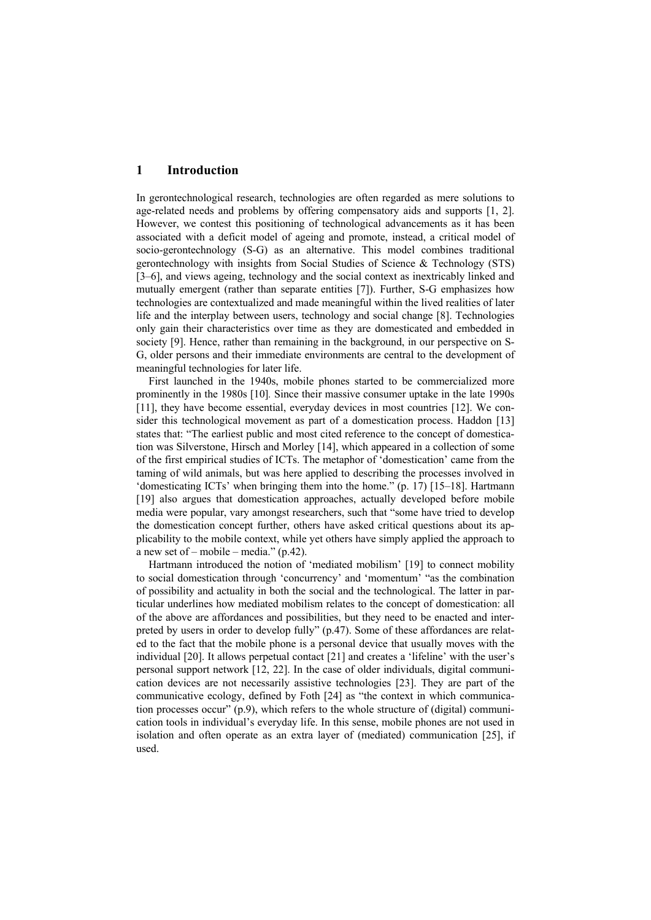## 1 Introduction

In gerontechnological research, technologies are often regarded as mere solutions to age-related needs and problems by offering compensatory aids and supports [1, 2]. However, we contest this positioning of technological advancements as it has been associated with a deficit model of ageing and promote, instead, a critical model of socio-gerontechnology (S-G) as an alternative. This model combines traditional gerontechnology with insights from Social Studies of Science & Technology (STS) [3–6], and views ageing, technology and the social context as inextricably linked and mutually emergent (rather than separate entities [7]). Further, S-G emphasizes how technologies are contextualized and made meaningful within the lived realities of later life and the interplay between users, technology and social change [8]. Technologies only gain their characteristics over time as they are domesticated and embedded in society [9]. Hence, rather than remaining in the background, in our perspective on S-G, older persons and their immediate environments are central to the development of meaningful technologies for later life.

First launched in the 1940s, mobile phones started to be commercialized more prominently in the 1980s [10]. Since their massive consumer uptake in the late 1990s [11], they have become essential, everyday devices in most countries [12]. We consider this technological movement as part of a domestication process. Haddon [13] states that: "The earliest public and most cited reference to the concept of domestication was Silverstone, Hirsch and Morley [14], which appeared in a collection of some of the first empirical studies of ICTs. The metaphor of 'domestication' came from the taming of wild animals, but was here applied to describing the processes involved in 'domesticating ICTs' when bringing them into the home." (p. 17) [15–18]. Hartmann [19] also argues that domestication approaches, actually developed before mobile media were popular, vary amongst researchers, such that "some have tried to develop the domestication concept further, others have asked critical questions about its applicability to the mobile context, while yet others have simply applied the approach to a new set of – mobile – media." (p.42).

Hartmann introduced the notion of 'mediated mobilism' [19] to connect mobility to social domestication through 'concurrency' and 'momentum' "as the combination of possibility and actuality in both the social and the technological. The latter in particular underlines how mediated mobilism relates to the concept of domestication: all of the above are affordances and possibilities, but they need to be enacted and interpreted by users in order to develop fully" (p.47). Some of these affordances are related to the fact that the mobile phone is a personal device that usually moves with the individual [20]. It allows perpetual contact [21] and creates a 'lifeline' with the user's personal support network [12, 22]. In the case of older individuals, digital communication devices are not necessarily assistive technologies [23]. They are part of the communicative ecology, defined by Foth [24] as "the context in which communication processes occur" (p.9), which refers to the whole structure of (digital) communication tools in individual's everyday life. In this sense, mobile phones are not used in isolation and often operate as an extra layer of (mediated) communication [25], if used.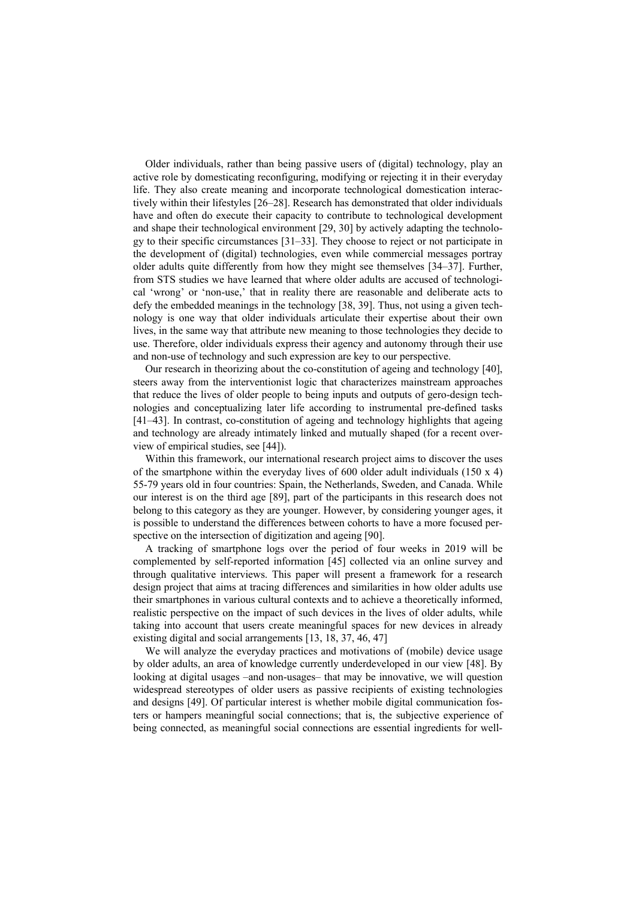Older individuals, rather than being passive users of (digital) technology, play an active role by domesticating reconfiguring, modifying or rejecting it in their everyday life. They also create meaning and incorporate technological domestication interactively within their lifestyles [26–28]. Research has demonstrated that older individuals have and often do execute their capacity to contribute to technological development and shape their technological environment [29, 30] by actively adapting the technology to their specific circumstances [31–33]. They choose to reject or not participate in the development of (digital) technologies, even while commercial messages portray older adults quite differently from how they might see themselves [34–37]. Further, from STS studies we have learned that where older adults are accused of technological 'wrong' or 'non-use,' that in reality there are reasonable and deliberate acts to defy the embedded meanings in the technology [38, 39]. Thus, not using a given technology is one way that older individuals articulate their expertise about their own lives, in the same way that attribute new meaning to those technologies they decide to use. Therefore, older individuals express their agency and autonomy through their use and non-use of technology and such expression are key to our perspective.

Our research in theorizing about the co-constitution of ageing and technology [40], steers away from the interventionist logic that characterizes mainstream approaches that reduce the lives of older people to being inputs and outputs of gero-design technologies and conceptualizing later life according to instrumental pre-defined tasks [41–43]. In contrast, co-constitution of ageing and technology highlights that ageing and technology are already intimately linked and mutually shaped (for a recent overview of empirical studies, see [44]).

Within this framework, our international research project aims to discover the uses of the smartphone within the everyday lives of 600 older adult individuals (150 x 4) 55-79 years old in four countries: Spain, the Netherlands, Sweden, and Canada. While our interest is on the third age [89], part of the participants in this research does not belong to this category as they are younger. However, by considering younger ages, it is possible to understand the differences between cohorts to have a more focused perspective on the intersection of digitization and ageing [90].

A tracking of smartphone logs over the period of four weeks in 2019 will be complemented by self-reported information [45] collected via an online survey and through qualitative interviews. This paper will present a framework for a research design project that aims at tracing differences and similarities in how older adults use their smartphones in various cultural contexts and to achieve a theoretically informed, realistic perspective on the impact of such devices in the lives of older adults, while taking into account that users create meaningful spaces for new devices in already existing digital and social arrangements [13, 18, 37, 46, 47]

We will analyze the everyday practices and motivations of (mobile) device usage by older adults, an area of knowledge currently underdeveloped in our view [48]. By looking at digital usages –and non-usages– that may be innovative, we will question widespread stereotypes of older users as passive recipients of existing technologies and designs [49]. Of particular interest is whether mobile digital communication fosters or hampers meaningful social connections; that is, the subjective experience of being connected, as meaningful social connections are essential ingredients for well-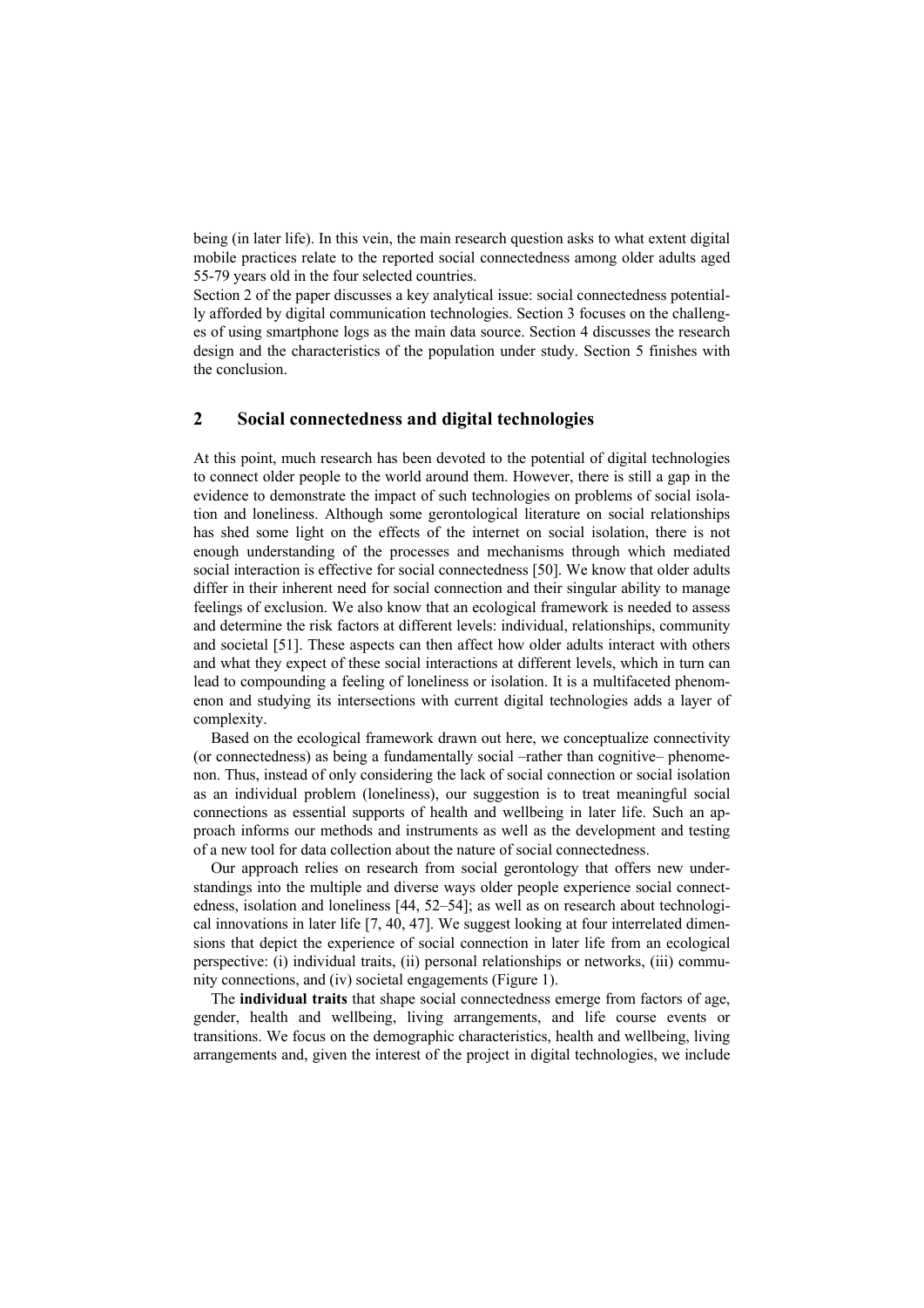being (in later life). In this vein, the main research question asks to what extent digital mobile practices relate to the reported social connectedness among older adults aged 55-79 years old in the four selected countries.

Section 2 of the paper discusses a key analytical issue: social connectedness potentially afforded by digital communication technologies. Section 3 focuses on the challenges of using smartphone logs as the main data source. Section 4 discusses the research design and the characteristics of the population under study. Section 5 finishes with the conclusion.

## 2 Social connectedness and digital technologies

At this point, much research has been devoted to the potential of digital technologies to connect older people to the world around them. However, there is still a gap in the evidence to demonstrate the impact of such technologies on problems of social isolation and loneliness. Although some gerontological literature on social relationships has shed some light on the effects of the internet on social isolation, there is not enough understanding of the processes and mechanisms through which mediated social interaction is effective for social connectedness [50]. We know that older adults differ in their inherent need for social connection and their singular ability to manage feelings of exclusion. We also know that an ecological framework is needed to assess and determine the risk factors at different levels: individual, relationships, community and societal [51]. These aspects can then affect how older adults interact with others and what they expect of these social interactions at different levels, which in turn can lead to compounding a feeling of loneliness or isolation. It is a multifaceted phenomenon and studying its intersections with current digital technologies adds a layer of complexity.

Based on the ecological framework drawn out here, we conceptualize connectivity (or connectedness) as being a fundamentally social –rather than cognitive– phenomenon. Thus, instead of only considering the lack of social connection or social isolation as an individual problem (loneliness), our suggestion is to treat meaningful social connections as essential supports of health and wellbeing in later life. Such an approach informs our methods and instruments as well as the development and testing of a new tool for data collection about the nature of social connectedness.

Our approach relies on research from social gerontology that offers new understandings into the multiple and diverse ways older people experience social connectedness, isolation and loneliness [44, 52–54]; as well as on research about technological innovations in later life [7, 40, 47]. We suggest looking at four interrelated dimensions that depict the experience of social connection in later life from an ecological perspective: (i) individual traits, (ii) personal relationships or networks, (iii) community connections, and (iv) societal engagements (Figure 1).

The **individual traits** that shape social connectedness emerge from factors of age, gender, health and wellbeing, living arrangements, and life course events or transitions. We focus on the demographic characteristics, health and wellbeing, living arrangements and, given the interest of the project in digital technologies, we include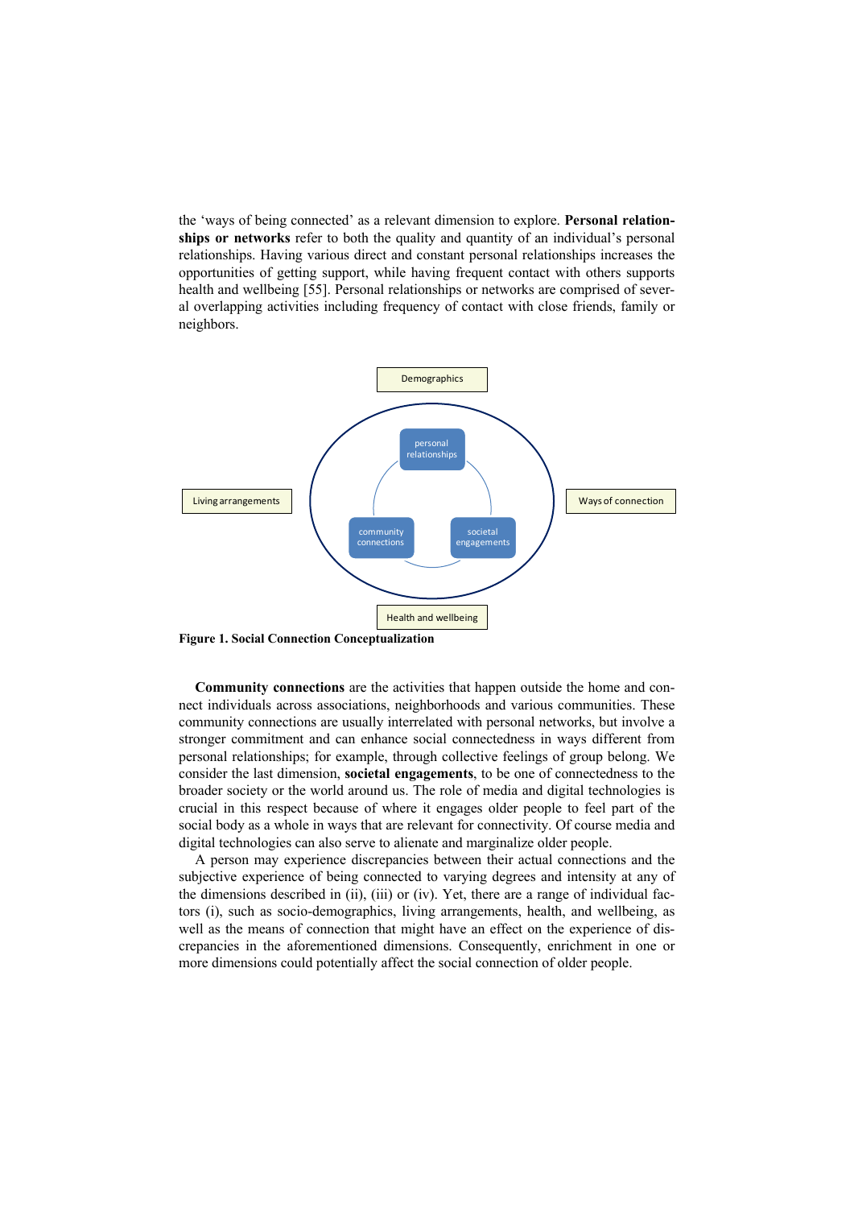the 'ways of being connected' as a relevant dimension to explore. **Personal relationships or networks** refer to both the quality and quantity of an individual's personal relationships. Having various direct and constant personal relationships increases the opportunities of getting support, while having frequent contact with others supports health and wellbeing [55]. Personal relationships or networks are comprised of several overlapping activities including frequency of contact with close friends, family or neighbors.

**Figure 1. Social Connection Conceptualization**

**Community connections** are the activities that happen outside the home and connect individuals across associations, neighborhoods and various communities. These community connections are usually interrelated with personal networks, but involve a stronger commitment and can enhance social connectedness in ways different from personal relationships; for example, through collective feelings of group belong. We consider the last dimension, **societal engagements**, to be one of connectedness to the broader society or the world around us. The role of media and digital technologies is crucial in this respect because of where it engages older people to feel part of the social body as a whole in ways that are relevant for connectivity. Of course media and digital technologies can also serve to alienate and marginalize older people.

A person may experience discrepancies between their actual connections and the subjective experience of being connected to varying degrees and intensity at any of the dimensions described in (ii), (iii) or (iv). Yet, there are a range of individual factors (i), such as socio-demographics, living arrangements, health, and wellbeing, as well as the means of connection that might have an effect on the experience of discrepancies in the aforementioned dimensions. Consequently, enrichment in one or more dimensions could potentially affect the social connection of older people.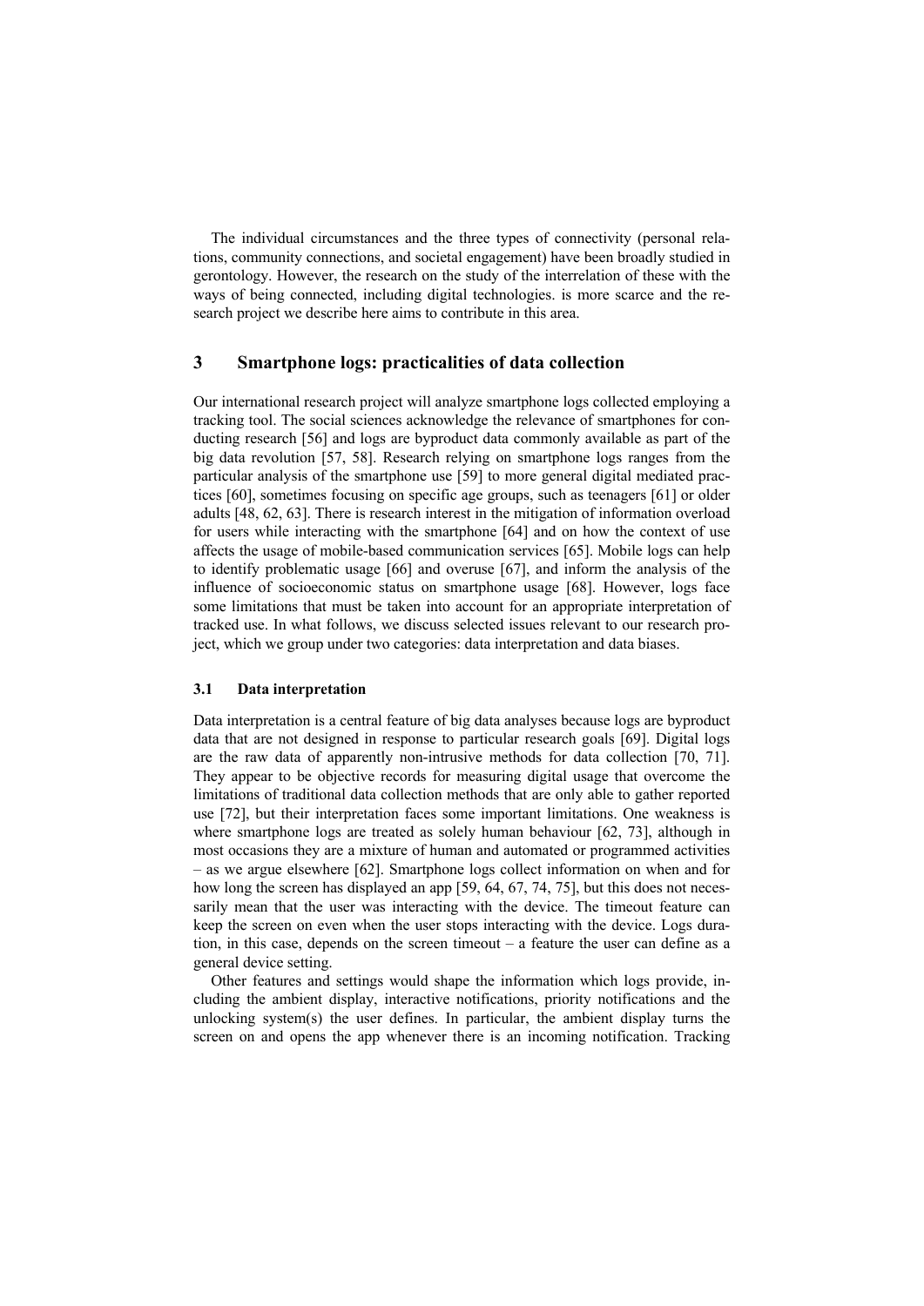The individual circumstances and the three types of connectivity (personal relations, community connections, and societal engagement) have been broadly studied in gerontology. However, the research on the study of the interrelation of these with the ways of being connected, including digital technologies. is more scarce and the research project we describe here aims to contribute in this area.

## 3 Smartphone logs: practicalities of data collection

Our international research project will analyze smartphone logs collected employing a tracking tool. The social sciences acknowledge the relevance of smartphones for conducting research [56] and logs are byproduct data commonly available as part of the big data revolution [57, 58]. Research relying on smartphone logs ranges from the particular analysis of the smartphone use [59] to more general digital mediated practices [60], sometimes focusing on specific age groups, such as teenagers [61] or older adults [48, 62, 63]. There is research interest in the mitigation of information overload for users while interacting with the smartphone [64] and on how the context of use affects the usage of mobile-based communication services [65]. Mobile logs can help to identify problematic usage [66] and overuse [67], and inform the analysis of the influence of socioeconomic status on smartphone usage [68]. However, logs face some limitations that must be taken into account for an appropriate interpretation of tracked use. In what follows, we discuss selected issues relevant to our research project, which we group under two categories: data interpretation and data biases.

### 3.1 Data interpretation

Data interpretation is a central feature of big data analyses because logs are byproduct data that are not designed in response to particular research goals [69]. Digital logs are the raw data of apparently non-intrusive methods for data collection [70, 71]. They appear to be objective records for measuring digital usage that overcome the limitations of traditional data collection methods that are only able to gather reported use [72], but their interpretation faces some important limitations. One weakness is where smartphone logs are treated as solely human behaviour [62, 73], although in most occasions they are a mixture of human and automated or programmed activities – as we argue elsewhere [62]. Smartphone logs collect information on when and for how long the screen has displayed an app [59, 64, 67, 74, 75], but this does not necessarily mean that the user was interacting with the device. The timeout feature can keep the screen on even when the user stops interacting with the device. Logs duration, in this case, depends on the screen timeout – a feature the user can define as a general device setting.

Other features and settings would shape the information which logs provide, including the ambient display, interactive notifications, priority notifications and the unlocking system(s) the user defines. In particular, the ambient display turns the screen on and opens the app whenever there is an incoming notification. Tracking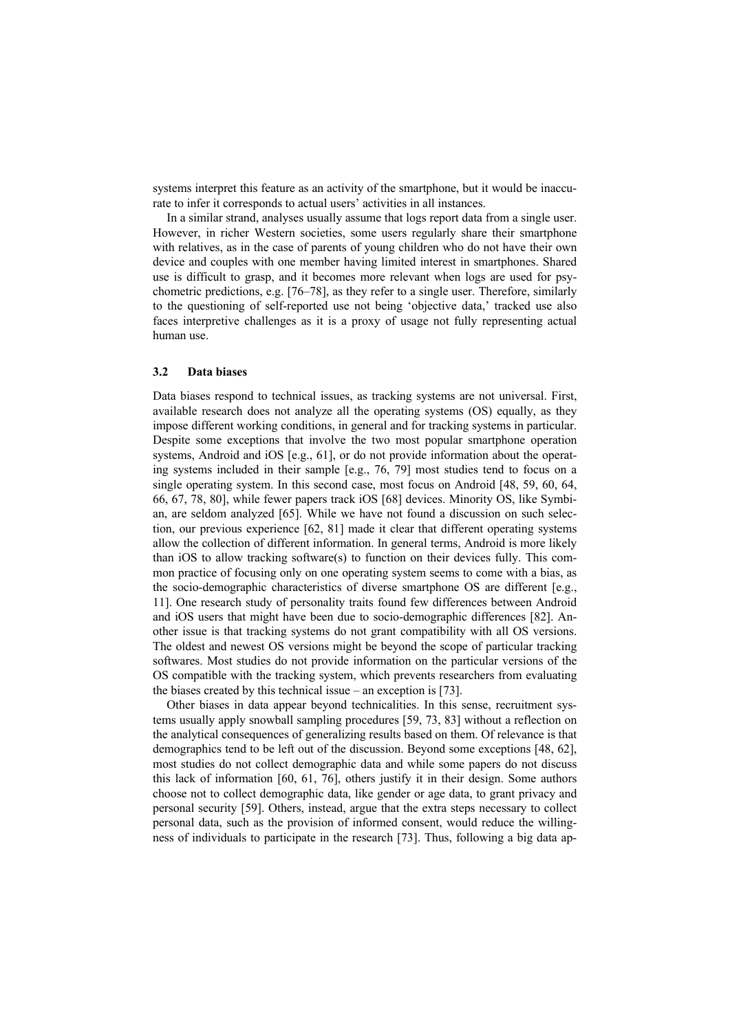systems interpret this feature as an activity of the smartphone, but it would be inaccurate to infer it corresponds to actual users' activities in all instances.

In a similar strand, analyses usually assume that logs report data from a single user. However, in richer Western societies, some users regularly share their smartphone with relatives, as in the case of parents of young children who do not have their own device and couples with one member having limited interest in smartphones. Shared use is difficult to grasp, and it becomes more relevant when logs are used for psychometric predictions, e.g. [76–78], as they refer to a single user. Therefore, similarly to the questioning of self-reported use not being 'objective data,' tracked use also faces interpretive challenges as it is a proxy of usage not fully representing actual human use.

### 3.2 Data biases

Data biases respond to technical issues, as tracking systems are not universal. First, available research does not analyze all the operating systems (OS) equally, as they impose different working conditions, in general and for tracking systems in particular. Despite some exceptions that involve the two most popular smartphone operation systems, Android and iOS [e.g., 61], or do not provide information about the operating systems included in their sample [e.g., 76, 79] most studies tend to focus on a single operating system. In this second case, most focus on Android [48, 59, 60, 64, 66, 67, 78, 80], while fewer papers track iOS [68] devices. Minority OS, like Symbian, are seldom analyzed [65]. While we have not found a discussion on such selection, our previous experience [62, 81] made it clear that different operating systems allow the collection of different information. In general terms, Android is more likely than iOS to allow tracking software(s) to function on their devices fully. This common practice of focusing only on one operating system seems to come with a bias, as the socio-demographic characteristics of diverse smartphone OS are different [e.g., 11]. One research study of personality traits found few differences between Android and iOS users that might have been due to socio-demographic differences [82]. Another issue is that tracking systems do not grant compatibility with all OS versions. The oldest and newest OS versions might be beyond the scope of particular tracking softwares. Most studies do not provide information on the particular versions of the OS compatible with the tracking system, which prevents researchers from evaluating the biases created by this technical issue – an exception is [73].

Other biases in data appear beyond technicalities. In this sense, recruitment systems usually apply snowball sampling procedures [59, 73, 83] without a reflection on the analytical consequences of generalizing results based on them. Of relevance is that demographics tend to be left out of the discussion. Beyond some exceptions [48, 62], most studies do not collect demographic data and while some papers do not discuss this lack of information [60, 61, 76], others justify it in their design. Some authors choose not to collect demographic data, like gender or age data, to grant privacy and personal security [59]. Others, instead, argue that the extra steps necessary to collect personal data, such as the provision of informed consent, would reduce the willingness of individuals to participate in the research [73]. Thus, following a big data ap-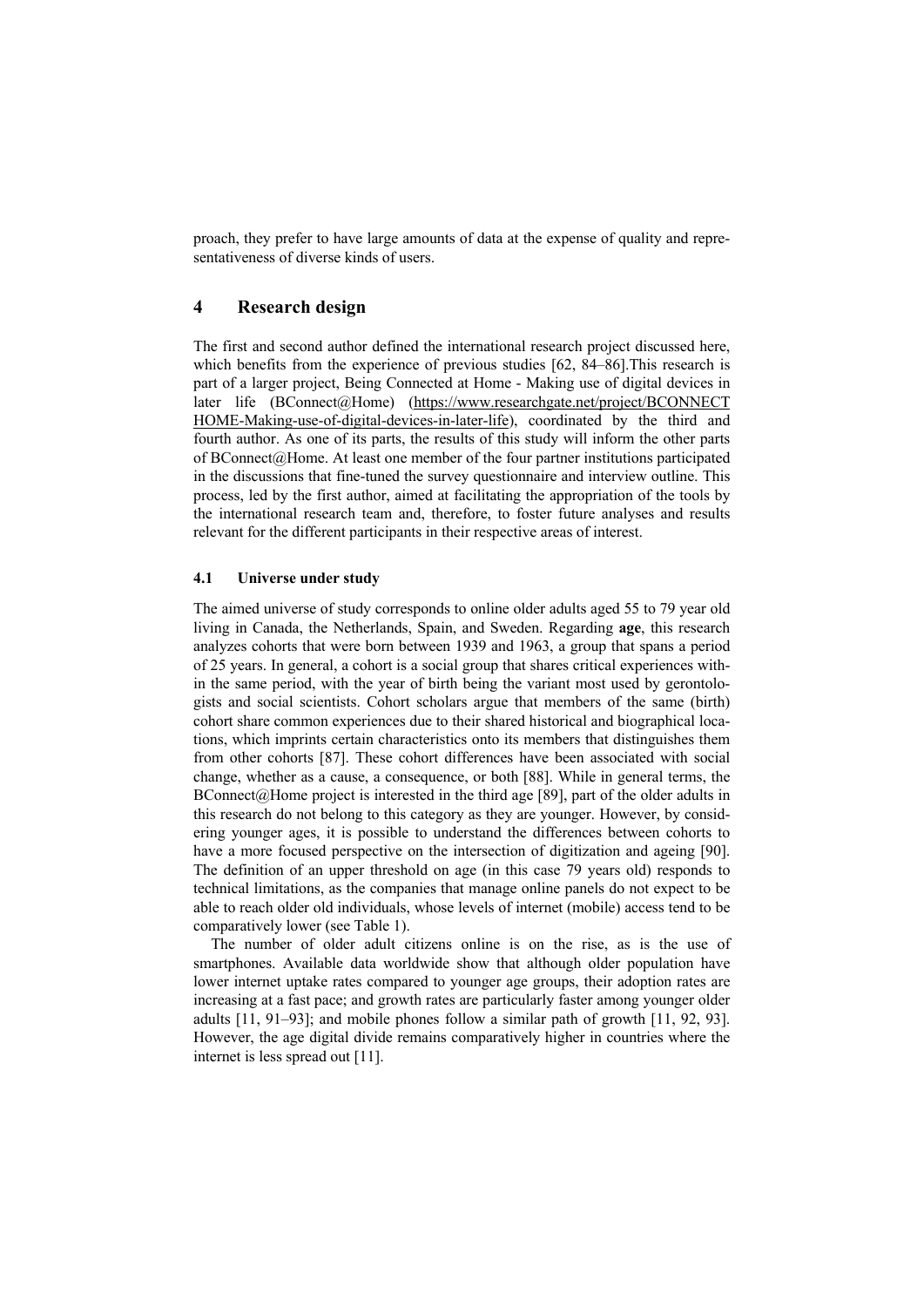proach, they prefer to have large amounts of data at the expense of quality and representativeness of diverse kinds of users.

## 4 Research design

The first and second author defined the international research project discussed here, which benefits from the experience of previous studies [62, 84–86].This research is part of a larger project, Being Connected at Home - Making use of digital devices in later life (BConnect@Home) (https://www.researchgate.net/project/BCONNECTHOME-Making-use-of-digital-devices-in-later-life), coordinated by the third and fourth author. As one of its parts, the results of this study will inform the other parts of BConnect@Home. At least one member of the four partner institutions participated in the discussions that fine-tuned the survey questionnaire and interview outline. This process, led by the first author, aimed at facilitating the appropriation of the tools by the international research team and, therefore, to foster future analyses and results relevant for the different participants in their respective areas of interest.

### 4.1 Universe under study

The aimed universe of study corresponds to online older adults aged 55 to 79 year old living in Canada, the Netherlands, Spain, and Sweden. Regarding **age**, this research analyzes cohorts that were born between 1939 and 1963, a group that spans a period of 25 years. In general, a cohort is a social group that shares critical experiences within the same period, with the year of birth being the variant most used by gerontologists and social scientists. Cohort scholars argue that members of the same (birth) cohort share common experiences due to their shared historical and biographical locations, which imprints certain characteristics onto its members that distinguishes them from other cohorts [87]. These cohort differences have been associated with social change, whether as a cause, a consequence, or both [88]. While in general terms, the BConnect@Home project is interested in the third age [89], part of the older adults in this research do not belong to this category as they are younger. However, by considering younger ages, it is possible to understand the differences between cohorts to have a more focused perspective on the intersection of digitization and ageing [90]. The definition of an upper threshold on age (in this case 79 years old) responds to technical limitations, as the companies that manage online panels do not expect to be able to reach older old individuals, whose levels of internet (mobile) access tend to be comparatively lower (see Table 1).

The number of older adult citizens online is on the rise, as is the use of smartphones. Available data worldwide show that although older population have lower internet uptake rates compared to younger age groups, their adoption rates are increasing at a fast pace; and growth rates are particularly faster among younger older adults [11, 91–93]; and mobile phones follow a similar path of growth [11, 92, 93]. However, the age digital divide remains comparatively higher in countries where the internet is less spread out [11].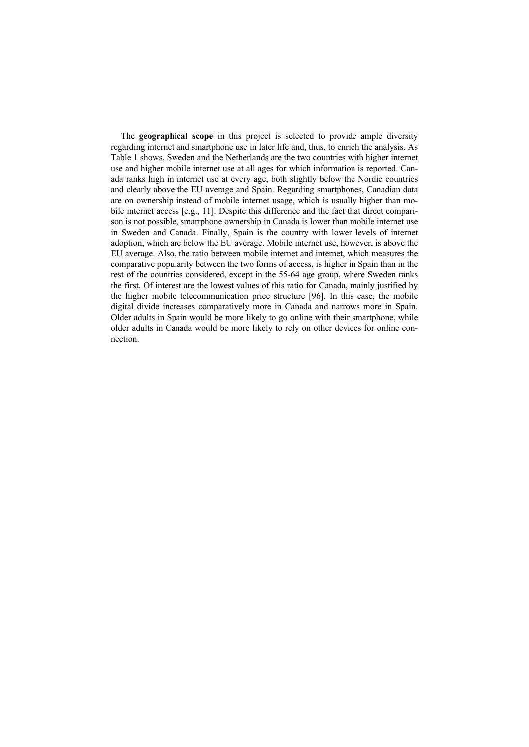The **geographical scope** in this project is selected to provide ample diversity regarding internet and smartphone use in later life and, thus, to enrich the analysis. As Table 1 shows, Sweden and the Netherlands are the two countries with higher internet use and higher mobile internet use at all ages for which information is reported. Canada ranks high in internet use at every age, both slightly below the Nordic countries and clearly above the EU average and Spain. Regarding smartphones, Canadian data are on ownership instead of mobile internet usage, which is usually higher than mobile internet access [e.g., 11]. Despite this difference and the fact that direct comparison is not possible, smartphone ownership in Canada is lower than mobile internet use in Sweden and Canada. Finally, Spain is the country with lower levels of internet adoption, which are below the EU average. Mobile internet use, however, is above the EU average. Also, the ratio between mobile internet and internet, which measures the comparative popularity between the two forms of access, is higher in Spain than in the rest of the countries considered, except in the 55-64 age group, where Sweden ranks the first. Of interest are the lowest values of this ratio for Canada, mainly justified by the higher mobile telecommunication price structure [96]. In this case, the mobile digital divide increases comparatively more in Canada and narrows more in Spain. Older adults in Spain would be more likely to go online with their smartphone, while older adults in Canada would be more likely to rely on other devices for online connection.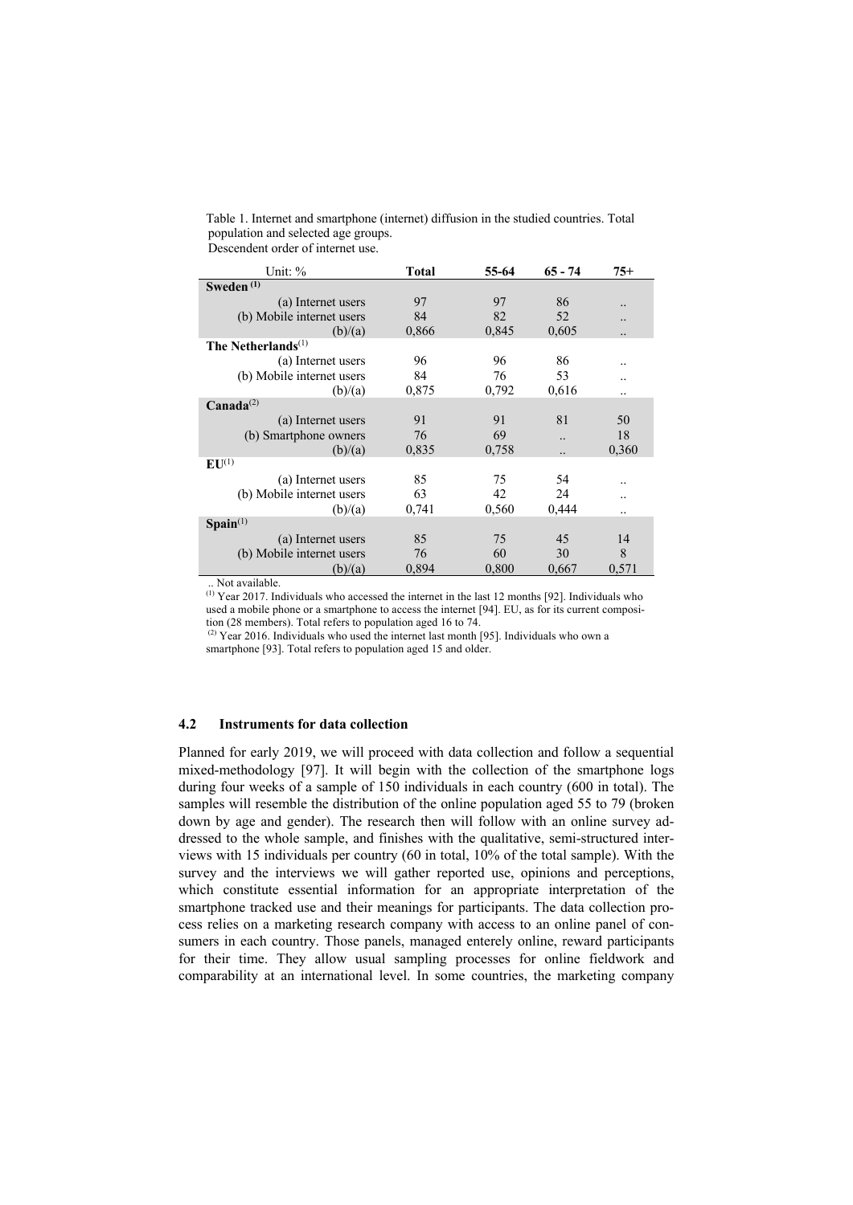Table 1. Internet and smartphone (internet) diffusion in the studied countries. Total population and selected age groups.
Descendent order of internet use.

| Unit: % | Total | 55-64 | 65 - 74 | 75+ |
|---|---|---|---|---|
| **Sweden** [(1)] | | | | |
| (a) Internet users | 97 | 97 | 86 | .. |
| (b) Mobile internet users | 84 | 82 | 52 | .. |
| (b)/(a) | 0,866 | 0,845 | 0,605 | .. |
| **The Netherlands**[(1)] | | | | |
| (a) Internet users | 96 | 96 | 86 | .. |
| (b) Mobile internet users | 84 | 76 | 53 | .. |
| (b)/(a) | 0,875 | 0,792 | 0,616 | .. |
| **Canada**[(2)] | | | | |
| (a) Internet users | 91 | 91 | 81 | 50 |
| (b) Smartphone owners | 76 | 69 | .. | 18 |
| (b)/(a) | 0,835 | 0,758 | .. | 0,360 |
| **EU**[(1)] | | | | |
| (a) Internet users | 85 | 75 | 54 | .. |
| (b) Mobile internet users | 63 | 42 | 24 | .. |
| (b)/(a) | 0,741 | 0,560 | 0,444 | .. |
| **Spain**[(1)] | | | | |
| (a) Internet users | 85 | 75 | 45 | 14 |
| (b) Mobile internet users | 76 | 60 | 30 | 8 |
| (b)/(a) | 0,894 | 0,800 | 0,667 | 0,571 |

.. Not available.

[(1)] Year 2017. Individuals who accessed the internet in the last 12 months [92]. Individuals who used a mobile phone or a smartphone to access the internet [94]. EU, as for its current composition (28 members). Total refers to population aged 16 to 74.

[(2)] Year 2016. Individuals who used the internet last month [95]. Individuals who own a smartphone [93]. Total refers to population aged 15 and older.

### 4.2 Instruments for data collection

Planned for early 2019, we will proceed with data collection and follow a sequential mixed-methodology [97]. It will begin with the collection of the smartphone logs during four weeks of a sample of 150 individuals in each country (600 in total). The samples will resemble the distribution of the online population aged 55 to 79 (broken down by age and gender). The research then will follow with an online survey addressed to the whole sample, and finishes with the qualitative, semi-structured interviews with 15 individuals per country (60 in total, 10% of the total sample). With the survey and the interviews we will gather reported use, opinions and perceptions, which constitute essential information for an appropriate interpretation of the smartphone tracked use and their meanings for participants. The data collection process relies on a marketing research company with access to an online panel of consumers in each country. Those panels, managed enterely online, reward participants for their time. They allow usual sampling processes for online fieldwork and comparability at an international level. In some countries, the marketing company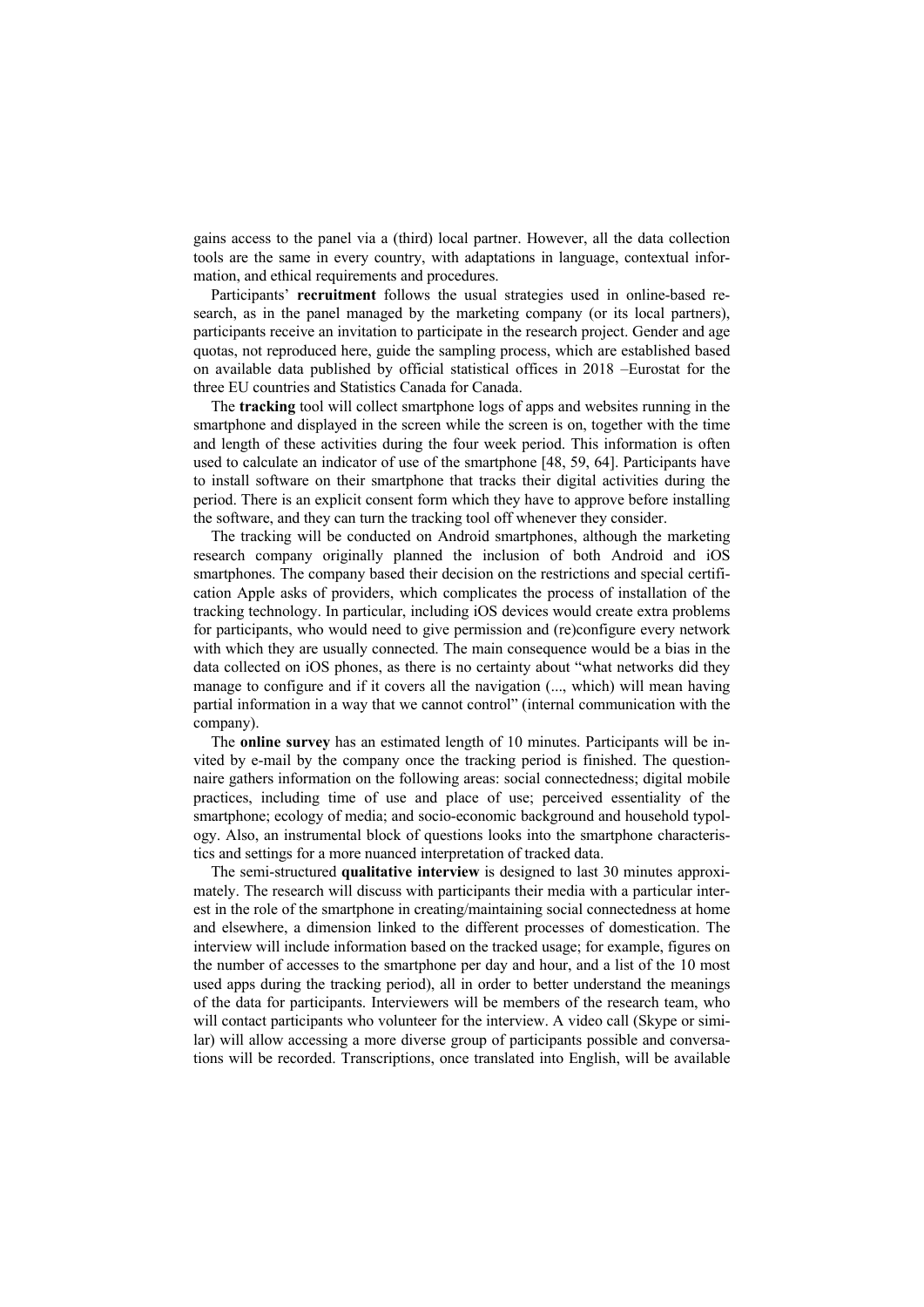gains access to the panel via a (third) local partner. However, all the data collection tools are the same in every country, with adaptations in language, contextual information, and ethical requirements and procedures.

Participants' **recruitment** follows the usual strategies used in online-based research, as in the panel managed by the marketing company (or its local partners), participants receive an invitation to participate in the research project. Gender and age quotas, not reproduced here, guide the sampling process, which are established based on available data published by official statistical offices in 2018 –Eurostat for the three EU countries and Statistics Canada for Canada.

The **tracking** tool will collect smartphone logs of apps and websites running in the smartphone and displayed in the screen while the screen is on, together with the time and length of these activities during the four week period. This information is often used to calculate an indicator of use of the smartphone [48, 59, 64]. Participants have to install software on their smartphone that tracks their digital activities during the period. There is an explicit consent form which they have to approve before installing the software, and they can turn the tracking tool off whenever they consider.

The tracking will be conducted on Android smartphones, although the marketing research company originally planned the inclusion of both Android and iOS smartphones. The company based their decision on the restrictions and special certification Apple asks of providers, which complicates the process of installation of the tracking technology. In particular, including iOS devices would create extra problems for participants, who would need to give permission and (re)configure every network with which they are usually connected. The main consequence would be a bias in the data collected on iOS phones, as there is no certainty about "what networks did they manage to configure and if it covers all the navigation (..., which) will mean having partial information in a way that we cannot control" (internal communication with the company).

The **online survey** has an estimated length of 10 minutes. Participants will be invited by e-mail by the company once the tracking period is finished. The questionnaire gathers information on the following areas: social connectedness; digital mobile practices, including time of use and place of use; perceived essentiality of the smartphone; ecology of media; and socio-economic background and household typology. Also, an instrumental block of questions looks into the smartphone characteristics and settings for a more nuanced interpretation of tracked data.

The semi-structured **qualitative interview** is designed to last 30 minutes approximately. The research will discuss with participants their media with a particular interest in the role of the smartphone in creating/maintaining social connectedness at home and elsewhere, a dimension linked to the different processes of domestication. The interview will include information based on the tracked usage; for example, figures on the number of accesses to the smartphone per day and hour, and a list of the 10 most used apps during the tracking period), all in order to better understand the meanings of the data for participants. Interviewers will be members of the research team, who will contact participants who volunteer for the interview. A video call (Skype or similar) will allow accessing a more diverse group of participants possible and conversations will be recorded. Transcriptions, once translated into English, will be available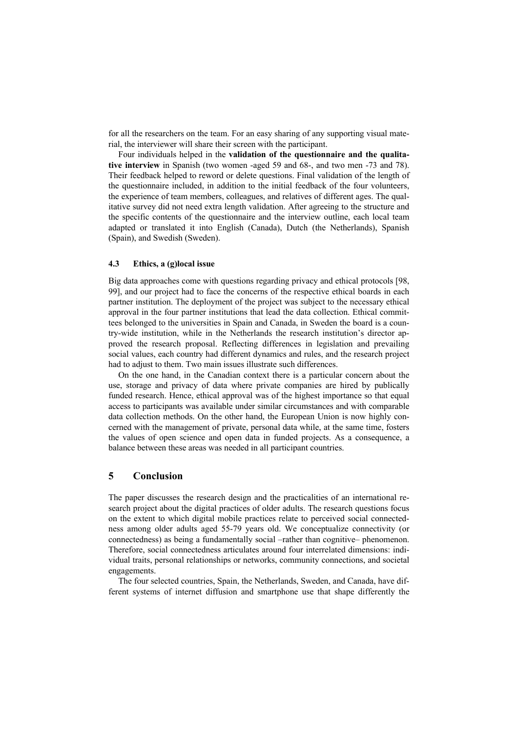for all the researchers on the team. For an easy sharing of any supporting visual material, the interviewer will share their screen with the participant.

Four individuals helped in the **validation of the questionnaire and the qualitative interview** in Spanish (two women -aged 59 and 68-, and two men -73 and 78). Their feedback helped to reword or delete questions. Final validation of the length of the questionnaire included, in addition to the initial feedback of the four volunteers, the experience of team members, colleagues, and relatives of different ages. The qualitative survey did not need extra length validation. After agreeing to the structure and the specific contents of the questionnaire and the interview outline, each local team adapted or translated it into English (Canada), Dutch (the Netherlands), Spanish (Spain), and Swedish (Sweden).

### 4.3 Ethics, a (g)local issue

Big data approaches come with questions regarding privacy and ethical protocols [98, 99], and our project had to face the concerns of the respective ethical boards in each partner institution. The deployment of the project was subject to the necessary ethical approval in the four partner institutions that lead the data collection. Ethical committees belonged to the universities in Spain and Canada, in Sweden the board is a country-wide institution, while in the Netherlands the research institution's director approved the research proposal. Reflecting differences in legislation and prevailing social values, each country had different dynamics and rules, and the research project had to adjust to them. Two main issues illustrate such differences.

On the one hand, in the Canadian context there is a particular concern about the use, storage and privacy of data where private companies are hired by publically funded research. Hence, ethical approval was of the highest importance so that equal access to participants was available under similar circumstances and with comparable data collection methods. On the other hand, the European Union is now highly concerned with the management of private, personal data while, at the same time, fosters the values of open science and open data in funded projects. As a consequence, a balance between these areas was needed in all participant countries.

## 5 Conclusion

The paper discusses the research design and the practicalities of an international research project about the digital practices of older adults. The research questions focus on the extent to which digital mobile practices relate to perceived social connectedness among older adults aged 55-79 years old. We conceptualize connectivity (or connectedness) as being a fundamentally social –rather than cognitive– phenomenon. Therefore, social connectedness articulates around four interrelated dimensions: individual traits, personal relationships or networks, community connections, and societal engagements.

The four selected countries, Spain, the Netherlands, Sweden, and Canada, have different systems of internet diffusion and smartphone use that shape differently the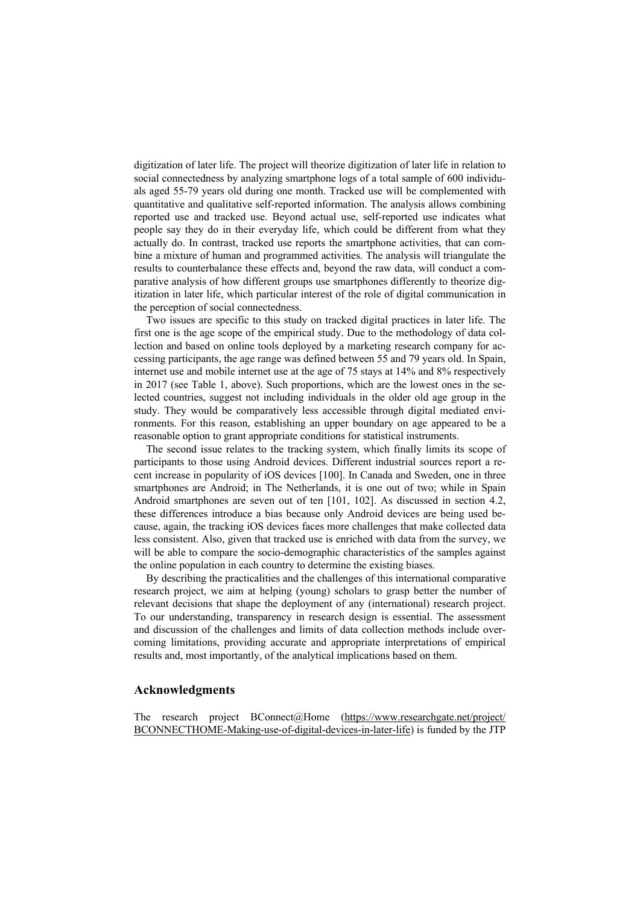digitization of later life. The project will theorize digitization of later life in relation to social connectedness by analyzing smartphone logs of a total sample of 600 individuals aged 55-79 years old during one month. Tracked use will be complemented with quantitative and qualitative self-reported information. The analysis allows combining reported use and tracked use. Beyond actual use, self-reported use indicates what people say they do in their everyday life, which could be different from what they actually do. In contrast, tracked use reports the smartphone activities, that can combine a mixture of human and programmed activities. The analysis will triangulate the results to counterbalance these effects and, beyond the raw data, will conduct a comparative analysis of how different groups use smartphones differently to theorize digitization in later life, which particular interest of the role of digital communication in the perception of social connectedness.

Two issues are specific to this study on tracked digital practices in later life. The first one is the age scope of the empirical study. Due to the methodology of data collection and based on online tools deployed by a marketing research company for accessing participants, the age range was defined between 55 and 79 years old. In Spain, internet use and mobile internet use at the age of 75 stays at 14% and 8% respectively in 2017 (see Table 1, above). Such proportions, which are the lowest ones in the selected countries, suggest not including individuals in the older old age group in the study. They would be comparatively less accessible through digital mediated environments. For this reason, establishing an upper boundary on age appeared to be a reasonable option to grant appropriate conditions for statistical instruments.

The second issue relates to the tracking system, which finally limits its scope of participants to those using Android devices. Different industrial sources report a recent increase in popularity of iOS devices [100]. In Canada and Sweden, one in three smartphones are Android; in The Netherlands, it is one out of two; while in Spain Android smartphones are seven out of ten [101, 102]. As discussed in section 4.2, these differences introduce a bias because only Android devices are being used because, again, the tracking iOS devices faces more challenges that make collected data less consistent. Also, given that tracked use is enriched with data from the survey, we will be able to compare the socio-demographic characteristics of the samples against the online population in each country to determine the existing biases.

By describing the practicalities and the challenges of this international comparative research project, we aim at helping (young) scholars to grasp better the number of relevant decisions that shape the deployment of any (international) research project. To our understanding, transparency in research design is essential. The assessment and discussion of the challenges and limits of data collection methods include overcoming limitations, providing accurate and appropriate interpretations of empirical results and, most importantly, of the analytical implications based on them.

## Acknowledgments

The research project BConnect@Home (https://www.researchgate.net/project/BCONNECTHOME-Making-use-of-digital-devices-in-later-life) is funded by the JTP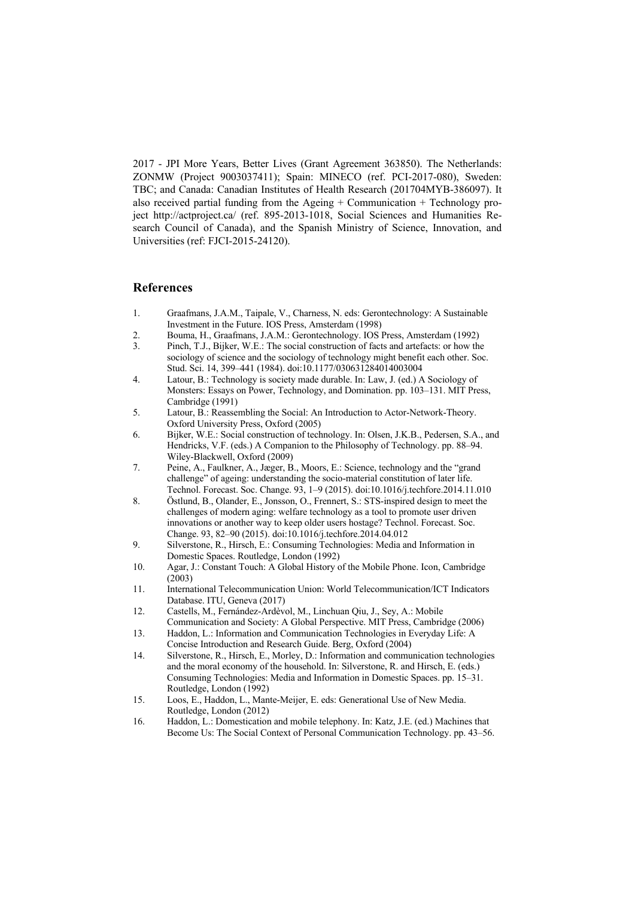2017 - JPI More Years, Better Lives (Grant Agreement 363850). The Netherlands: ZONMW (Project 9003037411); Spain: MINECO (ref. PCI-2017-080), Sweden: TBC; and Canada: Canadian Institutes of Health Research (201704MYB-386097). It also received partial funding from the Ageing + Communication + Technology project http://actproject.ca/ (ref. 895-2013-1018, Social Sciences and Humanities Research Council of Canada), and the Spanish Ministry of Science, Innovation, and Universities (ref: FJCI-2015-24120).

## References

1. Graafmans, J.A.M., Taipale, V., Charness, N. eds: Gerontechnology: A Sustainable Investment in the Future. IOS Press, Amsterdam (1998)
2. Bouma, H., Graafmans, J.A.M.: Gerontechnology. IOS Press, Amsterdam (1992)
3. Pinch, T.J., Bijker, W.E.: The social construction of facts and artefacts: or how the sociology of science and the sociology of technology might benefit each other. Soc. Stud. Sci. 14, 399–441 (1984). doi:10.1177/030631284014003004
4. Latour, B.: Technology is society made durable. In: Law, J. (ed.) A Sociology of Monsters: Essays on Power, Technology, and Domination. pp. 103–131. MIT Press, Cambridge (1991)
5. Latour, B.: Reassembling the Social: An Introduction to Actor-Network-Theory. Oxford University Press, Oxford (2005)
6. Bijker, W.E.: Social construction of technology. In: Olsen, J.K.B., Pedersen, S.A., and Hendricks, V.F. (eds.) A Companion to the Philosophy of Technology. pp. 88–94. Wiley-Blackwell, Oxford (2009)
7. Peine, A., Faulkner, A., Jæger, B., Moors, E.: Science, technology and the "grand challenge" of ageing: understanding the socio-material constitution of later life. Technol. Forecast. Soc. Change. 93, 1–9 (2015). doi:10.1016/j.techfore.2014.11.010
8. Östlund, B., Olander, E., Jonsson, O., Frennert, S.: STS-inspired design to meet the challenges of modern aging: welfare technology as a tool to promote user driven innovations or another way to keep older users hostage? Technol. Forecast. Soc. Change. 93, 82–90 (2015). doi:10.1016/j.techfore.2014.04.012
9. Silverstone, R., Hirsch, E.: Consuming Technologies: Media and Information in Domestic Spaces. Routledge, London (1992)
10. Agar, J.: Constant Touch: A Global History of the Mobile Phone. Icon, Cambridge (2003)
11. International Telecommunication Union: World Telecommunication/ICT Indicators Database. ITU, Geneva (2017)
12. Castells, M., Fernández-Ardèvol, M., Linchuan Qiu, J., Sey, A.: Mobile Communication and Society: A Global Perspective. MIT Press, Cambridge (2006)
13. Haddon, L.: Information and Communication Technologies in Everyday Life: A Concise Introduction and Research Guide. Berg, Oxford (2004)
14. Silverstone, R., Hirsch, E., Morley, D.: Information and communication technologies and the moral economy of the household. In: Silverstone, R. and Hirsch, E. (eds.) Consuming Technologies: Media and Information in Domestic Spaces. pp. 15–31. Routledge, London (1992)
15. Loos, E., Haddon, L., Mante-Meijer, E. eds: Generational Use of New Media. Routledge, London (2012)
16. Haddon, L.: Domestication and mobile telephony. In: Katz, J.E. (ed.) Machines that Become Us: The Social Context of Personal Communication Technology. pp. 43–56.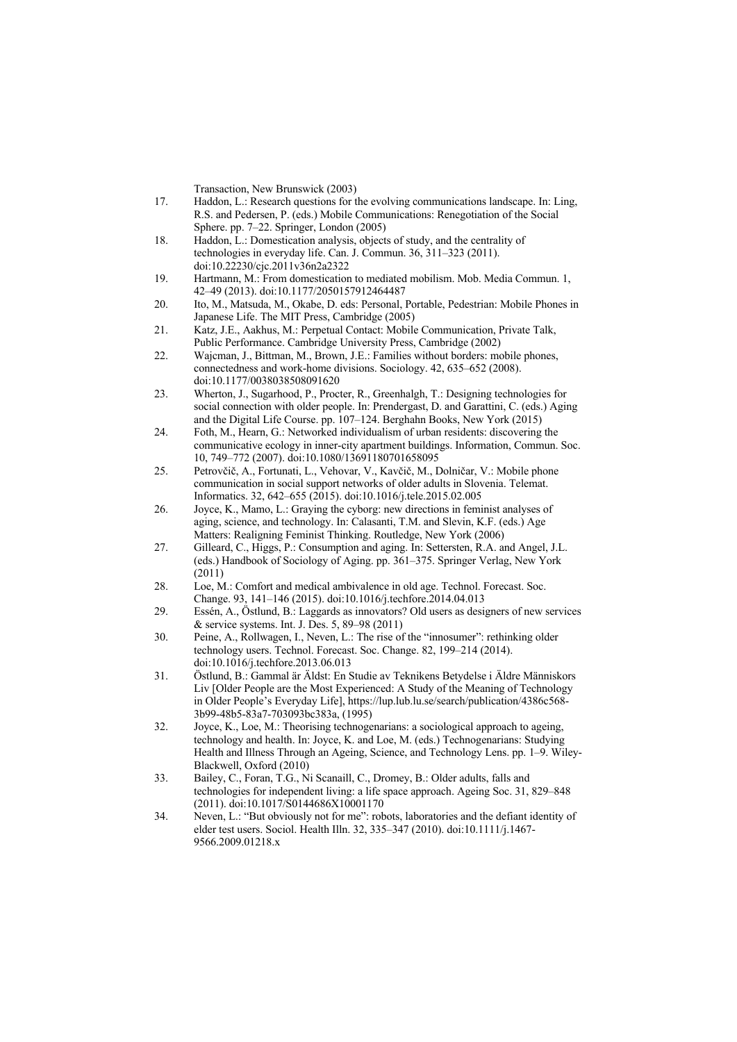Transaction, New Brunswick (2003)

17. Haddon, L.: Research questions for the evolving communications landscape. In: Ling, R.S. and Pedersen, P. (eds.) Mobile Communications: Renegotiation of the Social Sphere. pp. 7–22. Springer, London (2005)
18. Haddon, L.: Domestication analysis, objects of study, and the centrality of technologies in everyday life. Can. J. Commun. 36, 311–323 (2011). doi:10.22230/cjc.2011v36n2a2322
19. Hartmann, M.: From domestication to mediated mobilism. Mob. Media Commun. 1, 42–49 (2013). doi:10.1177/2050157912464487
20. Ito, M., Matsuda, M., Okabe, D. eds: Personal, Portable, Pedestrian: Mobile Phones in Japanese Life. The MIT Press, Cambridge (2005)
21. Katz, J.E., Aakhus, M.: Perpetual Contact: Mobile Communication, Private Talk, Public Performance. Cambridge University Press, Cambridge (2002)
22. Wajcman, J., Bittman, M., Brown, J.E.: Families without borders: mobile phones, connectedness and work-home divisions. Sociology. 42, 635–652 (2008). doi:10.1177/0038038508091620
23. Wherton, J., Sugarhood, P., Procter, R., Greenhalgh, T.: Designing technologies for social connection with older people. In: Prendergast, D. and Garattini, C. (eds.) Aging and the Digital Life Course. pp. 107–124. Berghahn Books, New York (2015)
24. Foth, M., Hearn, G.: Networked individualism of urban residents: discovering the communicative ecology in inner-city apartment buildings. Information, Commun. Soc. 10, 749–772 (2007). doi:10.1080/13691180701658095
25. Petrovčič, A., Fortunati, L., Vehovar, V., Kavčič, M., Dolničar, V.: Mobile phone communication in social support networks of older adults in Slovenia. Telemat. Informatics. 32, 642–655 (2015). doi:10.1016/j.tele.2015.02.005
26. Joyce, K., Mamo, L.: Graying the cyborg: new directions in feminist analyses of aging, science, and technology. In: Calasanti, T.M. and Slevin, K.F. (eds.) Age Matters: Realigning Feminist Thinking. Routledge, New York (2006)
27. Gilleard, C., Higgs, P.: Consumption and aging. In: Settersten, R.A. and Angel, J.L. (eds.) Handbook of Sociology of Aging. pp. 361–375. Springer Verlag, New York (2011)
28. Loe, M.: Comfort and medical ambivalence in old age. Technol. Forecast. Soc. Change. 93, 141–146 (2015). doi:10.1016/j.techfore.2014.04.013
29. Essén, A., Östlund, B.: Laggards as innovators? Old users as designers of new services & service systems. Int. J. Des. 5, 89–98 (2011)
30. Peine, A., Rollwagen, I., Neven, L.: The rise of the "innosumer": rethinking older technology users. Technol. Forecast. Soc. Change. 82, 199–214 (2014). doi:10.1016/j.techfore.2013.06.013
31. Östlund, B.: Gammal är Äldst: En Studie av Teknikens Betydelse i Äldre Människors Liv [Older People are the Most Experienced: A Study of the Meaning of Technology in Older People's Everyday Life], https://lup.lub.lu.se/search/publication/4386c568-3b99-48b5-83a7-703093bc383a, (1995)
32. Joyce, K., Loe, M.: Theorising technogenarians: a sociological approach to ageing, technology and health. In: Joyce, K. and Loe, M. (eds.) Technogenarians: Studying Health and Illness Through an Ageing, Science, and Technology Lens. pp. 1–9. Wiley-Blackwell, Oxford (2010)
33. Bailey, C., Foran, T.G., Ni Scanaill, C., Dromey, B.: Older adults, falls and technologies for independent living: a life space approach. Ageing Soc. 31, 829–848 (2011). doi:10.1017/S0144686X10001170
34. Neven, L.: "But obviously not for me": robots, laboratories and the defiant identity of elder test users. Sociol. Health Illn. 32, 335–347 (2010). doi:10.1111/j.1467-9566.2009.01218.x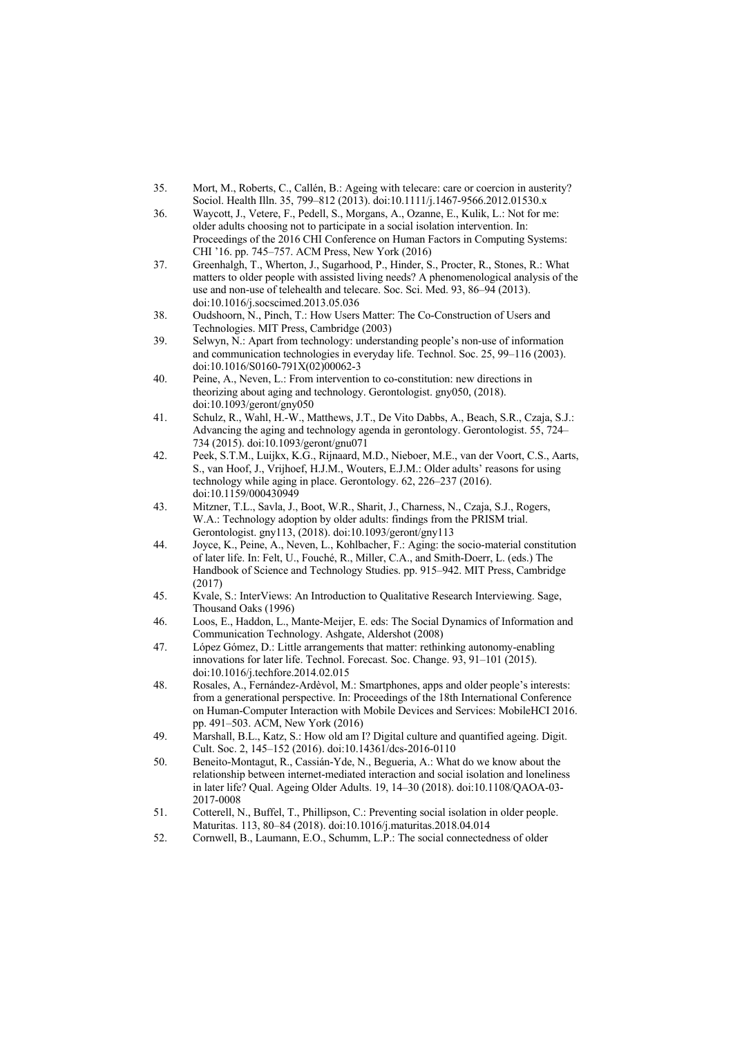35. Mort, M., Roberts, C., Callén, B.: Ageing with telecare: care or coercion in austerity? Sociol. Health Illn. 35, 799–812 (2013). doi:10.1111/j.1467-9566.2012.01530.x
36. Waycott, J., Vetere, F., Pedell, S., Morgans, A., Ozanne, E., Kulik, L.: Not for me: older adults choosing not to participate in a social isolation intervention. In: Proceedings of the 2016 CHI Conference on Human Factors in Computing Systems: CHI '16. pp. 745–757. ACM Press, New York (2016)
37. Greenhalgh, T., Wherton, J., Sugarhood, P., Hinder, S., Procter, R., Stones, R.: What matters to older people with assisted living needs? A phenomenological analysis of the use and non-use of telehealth and telecare. Soc. Sci. Med. 93, 86–94 (2013). doi:10.1016/j.socscimed.2013.05.036
38. Oudshoorn, N., Pinch, T.: How Users Matter: The Co-Construction of Users and Technologies. MIT Press, Cambridge (2003)
39. Selwyn, N.: Apart from technology: understanding people's non-use of information and communication technologies in everyday life. Technol. Soc. 25, 99–116 (2003). doi:10.1016/S0160-791X(02)00062-3
40. Peine, A., Neven, L.: From intervention to co-constitution: new directions in theorizing about aging and technology. Gerontologist. gny050, (2018). doi:10.1093/geront/gny050
41. Schulz, R., Wahl, H.-W., Matthews, J.T., De Vito Dabbs, A., Beach, S.R., Czaja, S.J.: Advancing the aging and technology agenda in gerontology. Gerontologist. 55, 724–734 (2015). doi:10.1093/geront/gnu071
42. Peek, S.T.M., Luijkx, K.G., Rijnaard, M.D., Nieboer, M.E., van der Voort, C.S., Aarts, S., van Hoof, J., Vrijhoef, H.J.M., Wouters, E.J.M.: Older adults' reasons for using technology while aging in place. Gerontology. 62, 226–237 (2016). doi:10.1159/000430949
43. Mitzner, T.L., Savla, J., Boot, W.R., Sharit, J., Charness, N., Czaja, S.J., Rogers, W.A.: Technology adoption by older adults: findings from the PRISM trial. Gerontologist. gny113, (2018). doi:10.1093/geront/gny113
44. Joyce, K., Peine, A., Neven, L., Kohlbacher, F.: Aging: the socio-material constitution of later life. In: Felt, U., Fouché, R., Miller, C.A., and Smith-Doerr, L. (eds.) The Handbook of Science and Technology Studies. pp. 915–942. MIT Press, Cambridge (2017)
45. Kvale, S.: InterViews: An Introduction to Qualitative Research Interviewing. Sage, Thousand Oaks (1996)
46. Loos, E., Haddon, L., Mante-Meijer, E. eds: The Social Dynamics of Information and Communication Technology. Ashgate, Aldershot (2008)
47. López Gómez, D.: Little arrangements that matter: rethinking autonomy-enabling innovations for later life. Technol. Forecast. Soc. Change. 93, 91–101 (2015). doi:10.1016/j.techfore.2014.02.015
48. Rosales, A., Fernández-Ardèvol, M.: Smartphones, apps and older people's interests: from a generational perspective. In: Proceedings of the 18th International Conference on Human-Computer Interaction with Mobile Devices and Services: MobileHCI 2016. pp. 491–503. ACM, New York (2016)
49. Marshall, B.L., Katz, S.: How old am I? Digital culture and quantified ageing. Digit. Cult. Soc. 2, 145–152 (2016). doi:10.14361/dcs-2016-0110
50. Beneito-Montagut, R., Cassián-Yde, N., Begueria, A.: What do we know about the relationship between internet-mediated interaction and social isolation and loneliness in later life? Qual. Ageing Older Adults. 19, 14–30 (2018). doi:10.1108/QAOA-03-2017-0008
51. Cotterell, N., Buffel, T., Phillipson, C.: Preventing social isolation in older people. Maturitas. 113, 80–84 (2018). doi:10.1016/j.maturitas.2018.04.014
52. Cornwell, B., Laumann, E.O., Schumm, L.P.: The social connectedness of older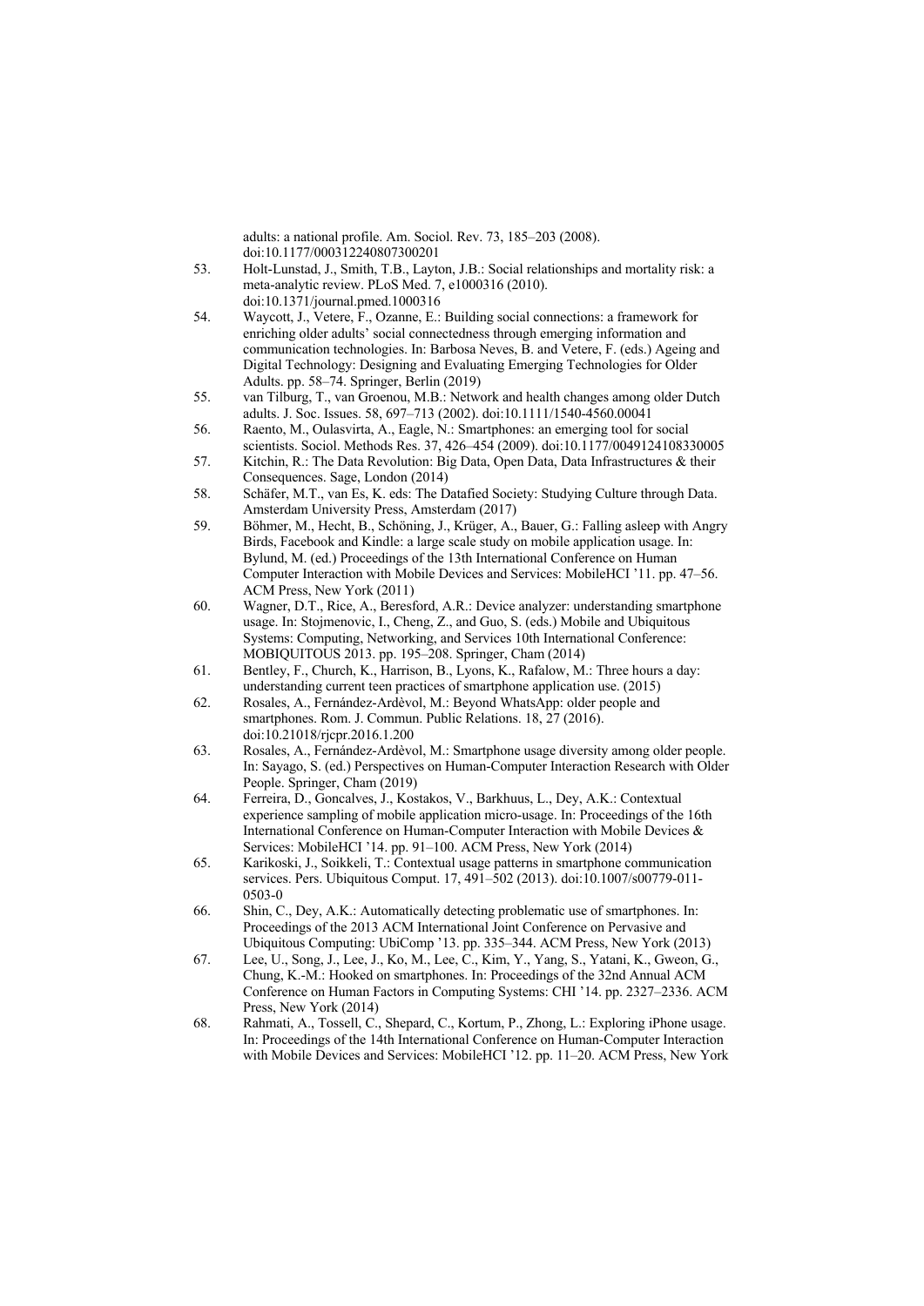adults: a national profile. Am. Sociol. Rev. 73, 185–203 (2008). doi:10.1177/000312240807300201

53. Holt-Lunstad, J., Smith, T.B., Layton, J.B.: Social relationships and mortality risk: a meta-analytic review. PLoS Med. 7, e1000316 (2010). doi:10.1371/journal.pmed.1000316
54. Waycott, J., Vetere, F., Ozanne, E.: Building social connections: a framework for enriching older adults' social connectedness through emerging information and communication technologies. In: Barbosa Neves, B. and Vetere, F. (eds.) Ageing and Digital Technology: Designing and Evaluating Emerging Technologies for Older Adults. pp. 58–74. Springer, Berlin (2019)
55. van Tilburg, T., van Groenou, M.B.: Network and health changes among older Dutch adults. J. Soc. Issues. 58, 697–713 (2002). doi:10.1111/1540-4560.00041
56. Raento, M., Oulasvirta, A., Eagle, N.: Smartphones: an emerging tool for social scientists. Sociol. Methods Res. 37, 426–454 (2009). doi:10.1177/0049124108330005
57. Kitchin, R.: The Data Revolution: Big Data, Open Data, Data Infrastructures & their Consequences. Sage, London (2014)
58. Schäfer, M.T., van Es, K. eds: The Datafied Society: Studying Culture through Data. Amsterdam University Press, Amsterdam (2017)
59. Böhmer, M., Hecht, B., Schöning, J., Krüger, A., Bauer, G.: Falling asleep with Angry Birds, Facebook and Kindle: a large scale study on mobile application usage. In: Bylund, M. (ed.) Proceedings of the 13th International Conference on Human Computer Interaction with Mobile Devices and Services: MobileHCI '11. pp. 47–56. ACM Press, New York (2011)
60. Wagner, D.T., Rice, A., Beresford, A.R.: Device analyzer: understanding smartphone usage. In: Stojmenovic, I., Cheng, Z., and Guo, S. (eds.) Mobile and Ubiquitous Systems: Computing, Networking, and Services 10th International Conference: MOBIQUITOUS 2013. pp. 195–208. Springer, Cham (2014)
61. Bentley, F., Church, K., Harrison, B., Lyons, K., Rafalow, M.: Three hours a day: understanding current teen practices of smartphone application use. (2015)
62. Rosales, A., Fernández-Ardèvol, M.: Beyond WhatsApp: older people and smartphones. Rom. J. Commun. Public Relations. 18, 27 (2016). doi:10.21018/rjcpr.2016.1.200
63. Rosales, A., Fernández-Ardèvol, M.: Smartphone usage diversity among older people. In: Sayago, S. (ed.) Perspectives on Human-Computer Interaction Research with Older People. Springer, Cham (2019)
64. Ferreira, D., Goncalves, J., Kostakos, V., Barkhuus, L., Dey, A.K.: Contextual experience sampling of mobile application micro-usage. In: Proceedings of the 16th International Conference on Human-Computer Interaction with Mobile Devices & Services: MobileHCI '14. pp. 91–100. ACM Press, New York (2014)
65. Karikoski, J., Soikkeli, T.: Contextual usage patterns in smartphone communication services. Pers. Ubiquitous Comput. 17, 491–502 (2013). doi:10.1007/s00779-011-0503-0
66. Shin, C., Dey, A.K.: Automatically detecting problematic use of smartphones. In: Proceedings of the 2013 ACM International Joint Conference on Pervasive and Ubiquitous Computing: UbiComp '13. pp. 335–344. ACM Press, New York (2013)
67. Lee, U., Song, J., Lee, J., Ko, M., Lee, C., Kim, Y., Yang, S., Yatani, K., Gweon, G., Chung, K.-M.: Hooked on smartphones. In: Proceedings of the 32nd Annual ACM Conference on Human Factors in Computing Systems: CHI '14. pp. 2327–2336. ACM Press, New York (2014)
68. Rahmati, A., Tossell, C., Shepard, C., Kortum, P., Zhong, L.: Exploring iPhone usage. In: Proceedings of the 14th International Conference on Human-Computer Interaction with Mobile Devices and Services: MobileHCI '12. pp. 11–20. ACM Press, New York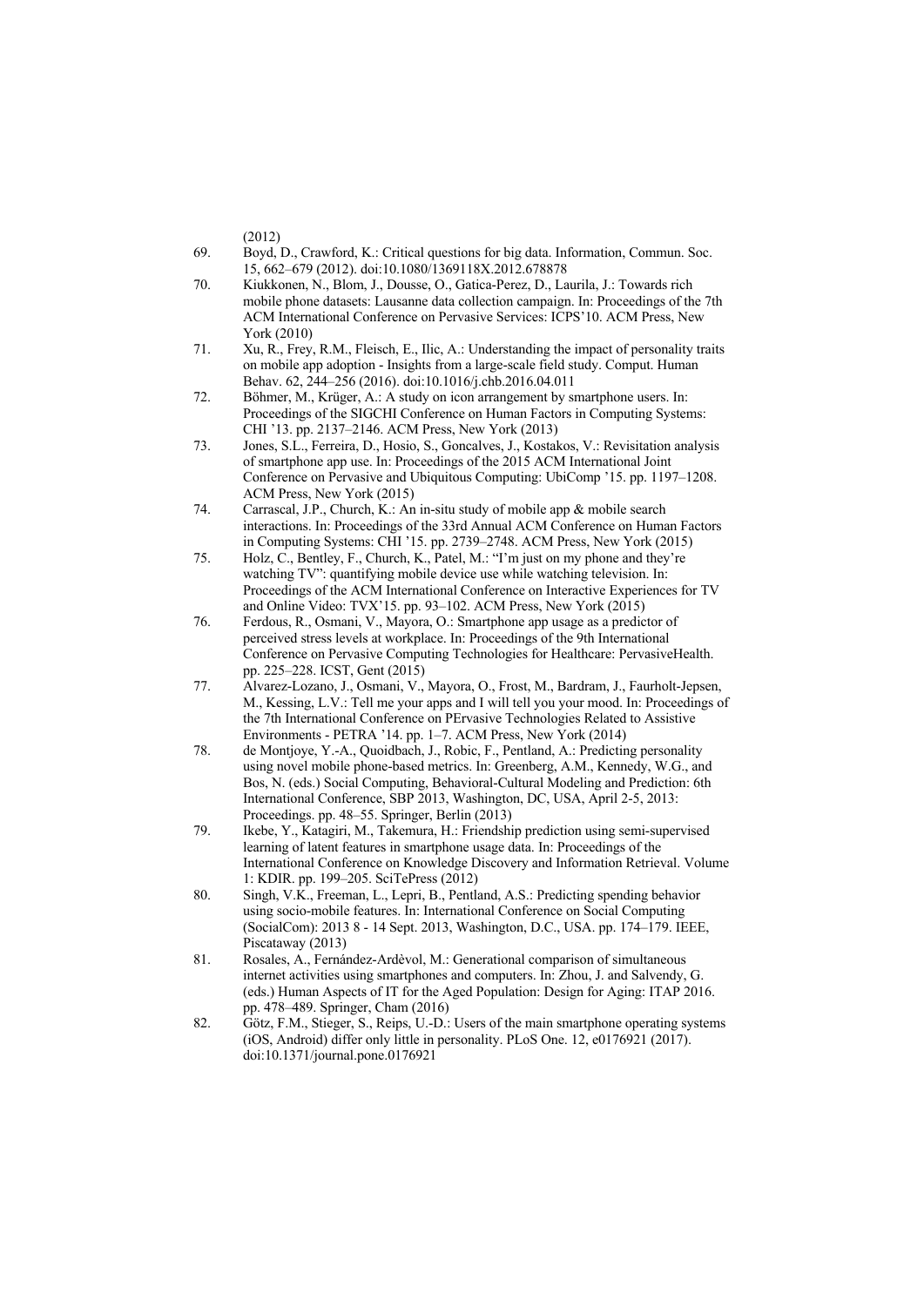(2012)

69. Boyd, D., Crawford, K.: Critical questions for big data. Information, Commun. Soc. 15, 662–679 (2012). doi:10.1080/1369118X.2012.678878
70. Kiukkonen, N., Blom, J., Dousse, O., Gatica-Perez, D., Laurila, J.: Towards rich mobile phone datasets: Lausanne data collection campaign. In: Proceedings of the 7th ACM International Conference on Pervasive Services: ICPS'10. ACM Press, New York (2010)
71. Xu, R., Frey, R.M., Fleisch, E., Ilic, A.: Understanding the impact of personality traits on mobile app adoption - Insights from a large-scale field study. Comput. Human Behav. 62, 244–256 (2016). doi:10.1016/j.chb.2016.04.011
72. Böhmer, M., Krüger, A.: A study on icon arrangement by smartphone users. In: Proceedings of the SIGCHI Conference on Human Factors in Computing Systems: CHI '13. pp. 2137–2146. ACM Press, New York (2013)
73. Jones, S.L., Ferreira, D., Hosio, S., Goncalves, J., Kostakos, V.: Revisitation analysis of smartphone app use. In: Proceedings of the 2015 ACM International Joint Conference on Pervasive and Ubiquitous Computing: UbiComp '15. pp. 1197–1208. ACM Press, New York (2015)
74. Carrascal, J.P., Church, K.: An in-situ study of mobile app & mobile search interactions. In: Proceedings of the 33rd Annual ACM Conference on Human Factors in Computing Systems: CHI '15. pp. 2739–2748. ACM Press, New York (2015)
75. Holz, C., Bentley, F., Church, K., Patel, M.: "I'm just on my phone and they're watching TV": quantifying mobile device use while watching television. In: Proceedings of the ACM International Conference on Interactive Experiences for TV and Online Video: TVX'15. pp. 93–102. ACM Press, New York (2015)
76. Ferdous, R., Osmani, V., Mayora, O.: Smartphone app usage as a predictor of perceived stress levels at workplace. In: Proceedings of the 9th International Conference on Pervasive Computing Technologies for Healthcare: PervasiveHealth. pp. 225–228. ICST, Gent (2015)
77. Alvarez-Lozano, J., Osmani, V., Mayora, O., Frost, M., Bardram, J., Faurholt-Jepsen, M., Kessing, L.V.: Tell me your apps and I will tell you your mood. In: Proceedings of the 7th International Conference on PErvasive Technologies Related to Assistive Environments - PETRA '14. pp. 1–7. ACM Press, New York (2014)
78. de Montjoye, Y.-A., Quoidbach, J., Robic, F., Pentland, A.: Predicting personality using novel mobile phone-based metrics. In: Greenberg, A.M., Kennedy, W.G., and Bos, N. (eds.) Social Computing, Behavioral-Cultural Modeling and Prediction: 6th International Conference, SBP 2013, Washington, DC, USA, April 2-5, 2013: Proceedings. pp. 48–55. Springer, Berlin (2013)
79. Ikebe, Y., Katagiri, M., Takemura, H.: Friendship prediction using semi-supervised learning of latent features in smartphone usage data. In: Proceedings of the International Conference on Knowledge Discovery and Information Retrieval. Volume 1: KDIR. pp. 199–205. SciTePress (2012)
80. Singh, V.K., Freeman, L., Lepri, B., Pentland, A.S.: Predicting spending behavior using socio-mobile features. In: International Conference on Social Computing (SocialCom): 2013 8 - 14 Sept. 2013, Washington, D.C., USA. pp. 174–179. IEEE, Piscataway (2013)
81. Rosales, A., Fernández-Ardèvol, M.: Generational comparison of simultaneous internet activities using smartphones and computers. In: Zhou, J. and Salvendy, G. (eds.) Human Aspects of IT for the Aged Population: Design for Aging: ITAP 2016. pp. 478–489. Springer, Cham (2016)
82. Götz, F.M., Stieger, S., Reips, U.-D.: Users of the main smartphone operating systems (iOS, Android) differ only little in personality. PLoS One. 12, e0176921 (2017). doi:10.1371/journal.pone.0176921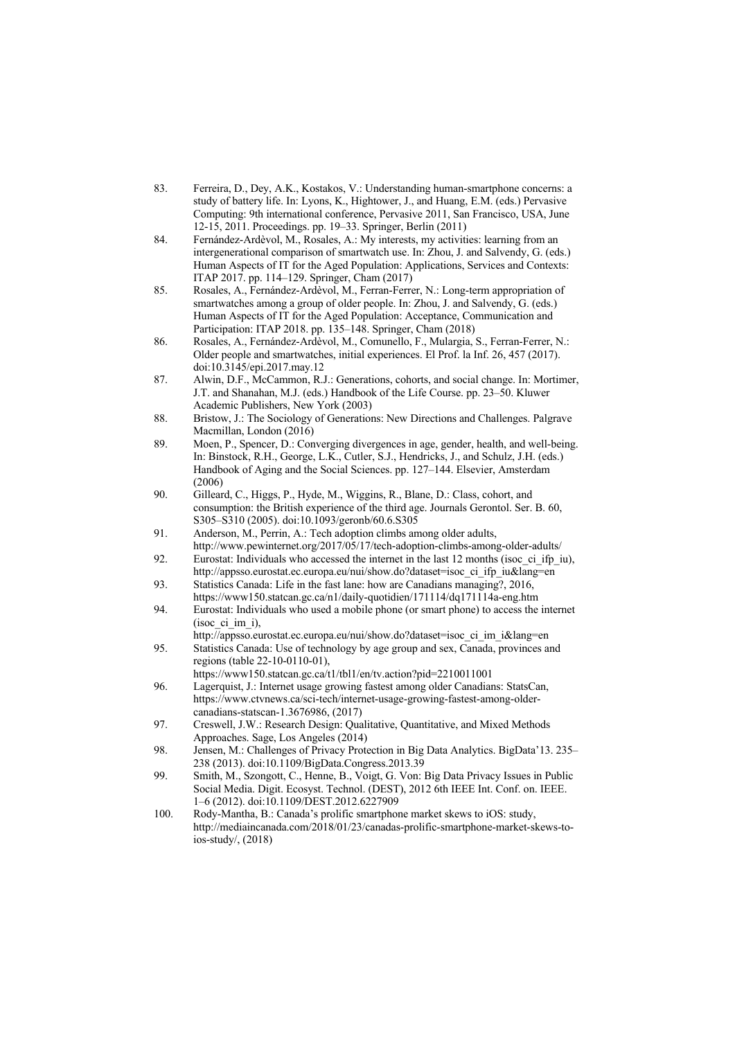83. Ferreira, D., Dey, A.K., Kostakos, V.: Understanding human-smartphone concerns: a study of battery life. In: Lyons, K., Hightower, J., and Huang, E.M. (eds.) Pervasive Computing: 9th international conference, Pervasive 2011, San Francisco, USA, June 12-15, 2011. Proceedings. pp. 19–33. Springer, Berlin (2011)
84. Fernández-Ardèvol, M., Rosales, A.: My interests, my activities: learning from an intergenerational comparison of smartwatch use. In: Zhou, J. and Salvendy, G. (eds.) Human Aspects of IT for the Aged Population: Applications, Services and Contexts: ITAP 2017. pp. 114–129. Springer, Cham (2017)
85. Rosales, A., Fernández-Ardèvol, M., Ferran-Ferrer, N.: Long-term appropriation of smartwatches among a group of older people. In: Zhou, J. and Salvendy, G. (eds.) Human Aspects of IT for the Aged Population: Acceptance, Communication and Participation: ITAP 2018. pp. 135–148. Springer, Cham (2018)
86. Rosales, A., Fernández-Ardèvol, M., Comunello, F., Mulargia, S., Ferran-Ferrer, N.: Older people and smartwatches, initial experiences. El Prof. la Inf. 26, 457 (2017). doi:10.3145/epi.2017.may.12
87. Alwin, D.F., McCammon, R.J.: Generations, cohorts, and social change. In: Mortimer, J.T. and Shanahan, M.J. (eds.) Handbook of the Life Course. pp. 23–50. Kluwer Academic Publishers, New York (2003)
88. Bristow, J.: The Sociology of Generations: New Directions and Challenges. Palgrave Macmillan, London (2016)
89. Moen, P., Spencer, D.: Converging divergences in age, gender, health, and well-being. In: Binstock, R.H., George, L.K., Cutler, S.J., Hendricks, J., and Schulz, J.H. (eds.) Handbook of Aging and the Social Sciences. pp. 127–144. Elsevier, Amsterdam (2006)
90. Gilleard, C., Higgs, P., Hyde, M., Wiggins, R., Blane, D.: Class, cohort, and consumption: the British experience of the third age. Journals Gerontol. Ser. B. 60, S305–S310 (2005). doi:10.1093/geronb/60.6.S305
91. Anderson, M., Perrin, A.: Tech adoption climbs among older adults, http://www.pewinternet.org/2017/05/17/tech-adoption-climbs-among-older-adults/
92. Eurostat: Individuals who accessed the internet in the last 12 months (isoc_ci_ifp_iu), http://appsso.eurostat.ec.europa.eu/nui/show.do?dataset=isoc_ci_ifp_iu&lang=en
93. Statistics Canada: Life in the fast lane: how are Canadians managing?, 2016, https://www150.statcan.gc.ca/n1/daily-quotidien/171114/dq171114a-eng.htm
94. Eurostat: Individuals who used a mobile phone (or smart phone) to access the internet (isoc_ci_im_i), http://appsso.eurostat.ec.europa.eu/nui/show.do?dataset=isoc_ci_im_i&lang=en
95. Statistics Canada: Use of technology by age group and sex, Canada, provinces and regions (table 22-10-0110-01), https://www150.statcan.gc.ca/t1/tbl1/en/tv.action?pid=2210011001
96. Lagerquist, J.: Internet usage growing fastest among older Canadians: StatsCan, https://www.ctvnews.ca/sci-tech/internet-usage-growing-fastest-among-older-canadians-statscan-1.3676986, (2017)
97. Creswell, J.W.: Research Design: Qualitative, Quantitative, and Mixed Methods Approaches. Sage, Los Angeles (2014)
98. Jensen, M.: Challenges of Privacy Protection in Big Data Analytics. BigData'13. 235–238 (2013). doi:10.1109/BigData.Congress.2013.39
99. Smith, M., Szongott, C., Henne, B., Voigt, G. Von: Big Data Privacy Issues in Public Social Media. Digit. Ecosyst. Technol. (DEST), 2012 6th IEEE Int. Conf. on. IEEE. 1–6 (2012). doi:10.1109/DEST.2012.6227909
100. Rody-Mantha, B.: Canada's prolific smartphone market skews to iOS: study, http://mediaincanada.com/2018/01/23/canadas-prolific-smartphone-market-skews-to-ios-study/, (2018)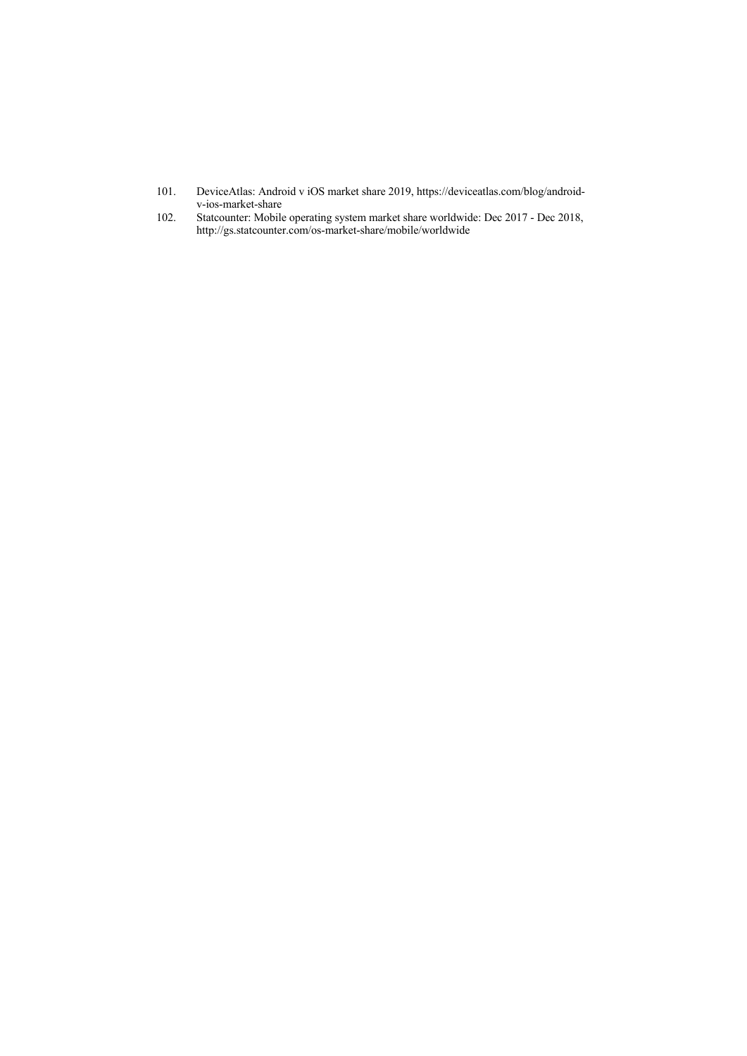101. DeviceAtlas: Android v iOS market share 2019, https://deviceatlas.com/blog/android-v-ios-market-share
102. Statcounter: Mobile operating system market share worldwide: Dec 2017 - Dec 2018, http://gs.statcounter.com/os-market-share/mobile/worldwide